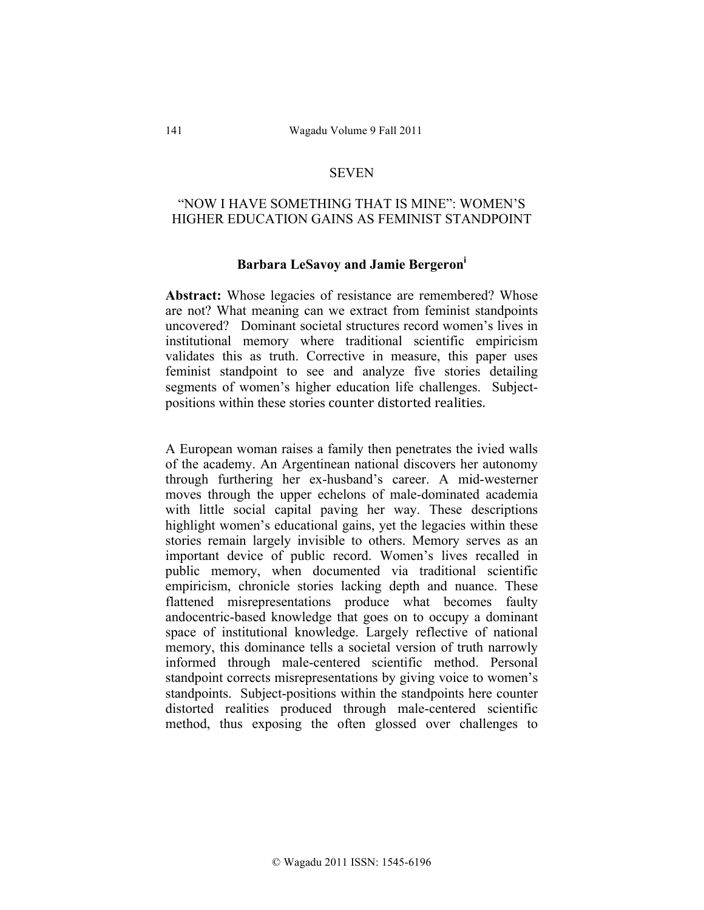SEVEN

# "NOW I HAVE SOMETHING THAT IS MINE": WOMEN'S HIGHER EDUCATION GAINS AS FEMINIST STANDPOINT

**Barbara LeSavoy and Jamie Bergeron[i]**

**Abstract:** Whose legacies of resistance are remembered? Whose are not? What meaning can we extract from feminist standpoints uncovered? Dominant societal structures record women's lives in institutional memory where traditional scientific empiricism validates this as truth. Corrective in measure, this paper uses feminist standpoint to see and analyze five stories detailing segments of women's higher education life challenges. Subject-positions within these stories counter distorted realities.

A European woman raises a family then penetrates the ivied walls of the academy. An Argentinean national discovers her autonomy through furthering her ex-husband's career. A mid-westerner moves through the upper echelons of male-dominated academia with little social capital paving her way. These descriptions highlight women's educational gains, yet the legacies within these stories remain largely invisible to others. Memory serves as an important device of public record. Women's lives recalled in public memory, when documented via traditional scientific empiricism, chronicle stories lacking depth and nuance. These flattened misrepresentations produce what becomes faulty andocentric-based knowledge that goes on to occupy a dominant space of institutional knowledge. Largely reflective of national memory, this dominance tells a societal version of truth narrowly informed through male-centered scientific method. Personal standpoint corrects misrepresentations by giving voice to women's standpoints. Subject-positions within the standpoints here counter distorted realities produced through male-centered scientific method, thus exposing the often glossed over challenges to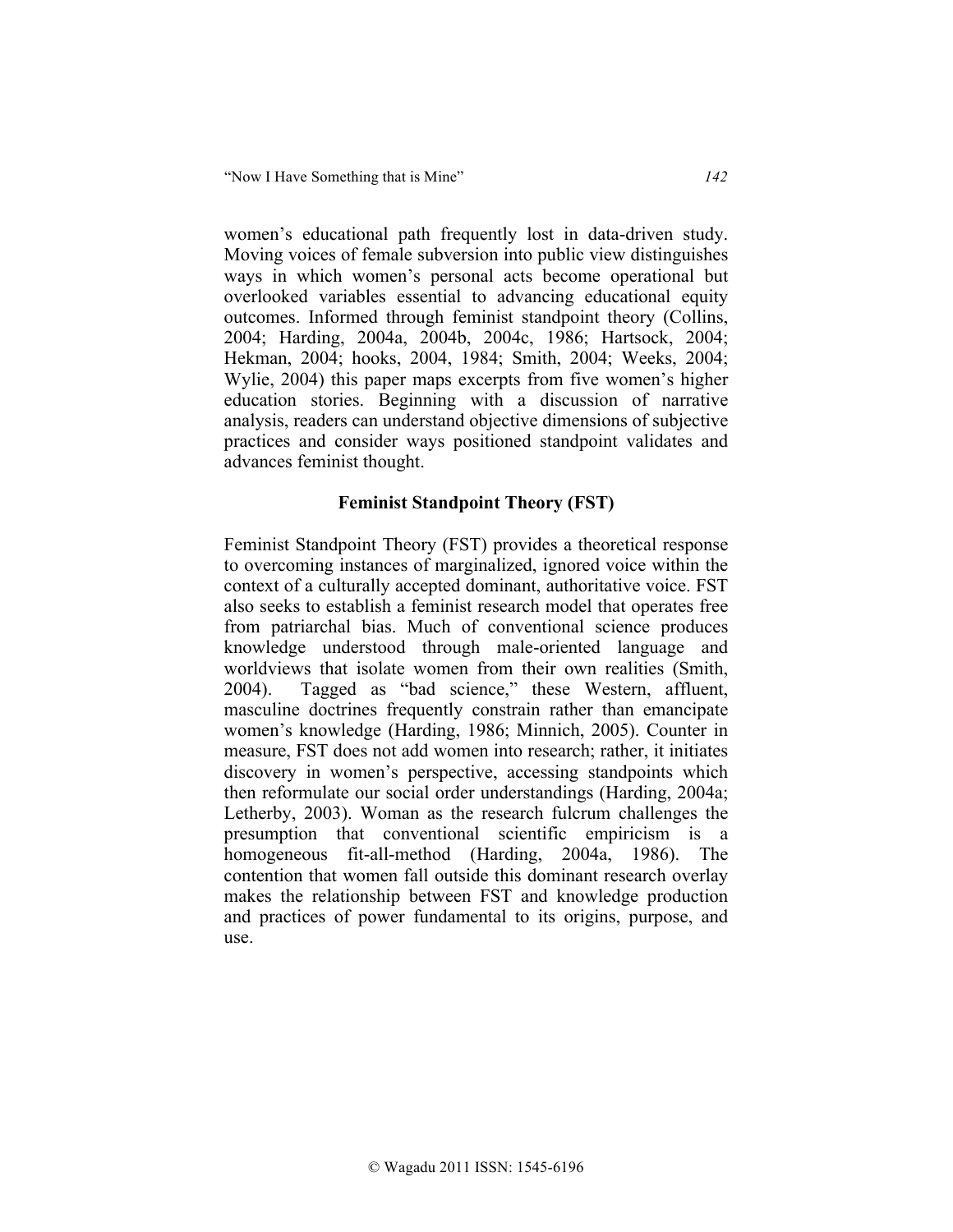women's educational path frequently lost in data-driven study. Moving voices of female subversion into public view distinguishes ways in which women's personal acts become operational but overlooked variables essential to advancing educational equity outcomes. Informed through feminist standpoint theory (Collins, 2004; Harding, 2004a, 2004b, 2004c, 1986; Hartsock, 2004; Hekman, 2004; hooks, 2004, 1984; Smith, 2004; Weeks, 2004; Wylie, 2004) this paper maps excerpts from five women's higher education stories. Beginning with a discussion of narrative analysis, readers can understand objective dimensions of subjective practices and consider ways positioned standpoint validates and advances feminist thought.

## Feminist Standpoint Theory (FST)

Feminist Standpoint Theory (FST) provides a theoretical response to overcoming instances of marginalized, ignored voice within the context of a culturally accepted dominant, authoritative voice. FST also seeks to establish a feminist research model that operates free from patriarchal bias. Much of conventional science produces knowledge understood through male-oriented language and worldviews that isolate women from their own realities (Smith, 2004). Tagged as "bad science," these Western, affluent, masculine doctrines frequently constrain rather than emancipate women's knowledge (Harding, 1986; Minnich, 2005). Counter in measure, FST does not add women into research; rather, it initiates discovery in women's perspective, accessing standpoints which then reformulate our social order understandings (Harding, 2004a; Letherby, 2003). Woman as the research fulcrum challenges the presumption that conventional scientific empiricism is a homogeneous fit-all-method (Harding, 2004a, 1986). The contention that women fall outside this dominant research overlay makes the relationship between FST and knowledge production and practices of power fundamental to its origins, purpose, and use.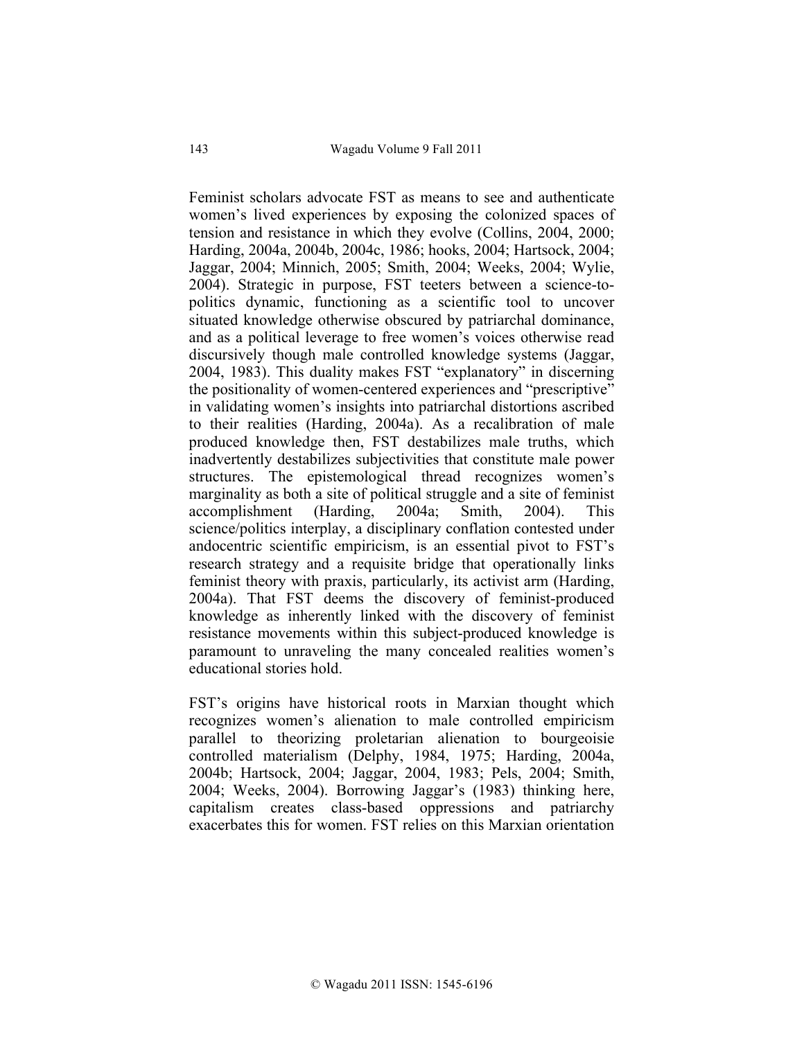Feminist scholars advocate FST as means to see and authenticate women's lived experiences by exposing the colonized spaces of tension and resistance in which they evolve (Collins, 2004, 2000; Harding, 2004a, 2004b, 2004c, 1986; hooks, 2004; Hartsock, 2004; Jaggar, 2004; Minnich, 2005; Smith, 2004; Weeks, 2004; Wylie, 2004). Strategic in purpose, FST teeters between a science-to-politics dynamic, functioning as a scientific tool to uncover situated knowledge otherwise obscured by patriarchal dominance, and as a political leverage to free women's voices otherwise read discursively though male controlled knowledge systems (Jaggar, 2004, 1983). This duality makes FST "explanatory" in discerning the positionality of women-centered experiences and "prescriptive" in validating women's insights into patriarchal distortions ascribed to their realities (Harding, 2004a). As a recalibration of male produced knowledge then, FST destabilizes male truths, which inadvertently destabilizes subjectivities that constitute male power structures. The epistemological thread recognizes women's marginality as both a site of political struggle and a site of feminist accomplishment (Harding, 2004a; Smith, 2004). This science/politics interplay, a disciplinary conflation contested under andocentric scientific empiricism, is an essential pivot to FST's research strategy and a requisite bridge that operationally links feminist theory with praxis, particularly, its activist arm (Harding, 2004a). That FST deems the discovery of feminist-produced knowledge as inherently linked with the discovery of feminist resistance movements within this subject-produced knowledge is paramount to unraveling the many concealed realities women's educational stories hold.

FST's origins have historical roots in Marxian thought which recognizes women's alienation to male controlled empiricism parallel to theorizing proletarian alienation to bourgeoisie controlled materialism (Delphy, 1984, 1975; Harding, 2004a, 2004b; Hartsock, 2004; Jaggar, 2004, 1983; Pels, 2004; Smith, 2004; Weeks, 2004). Borrowing Jaggar's (1983) thinking here, capitalism creates class-based oppressions and patriarchy exacerbates this for women. FST relies on this Marxian orientation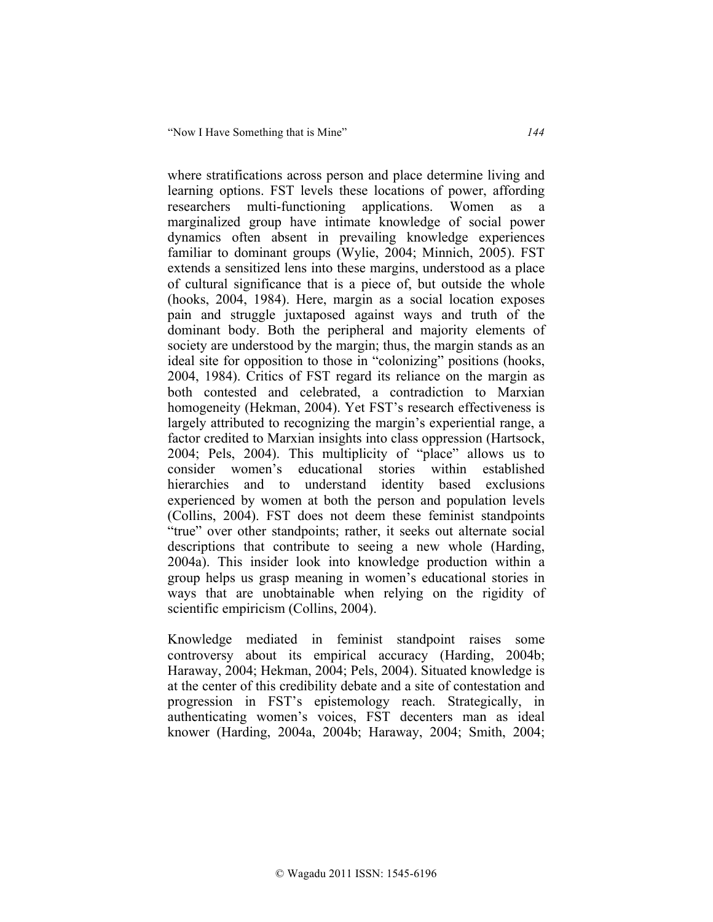where stratifications across person and place determine living and learning options. FST levels these locations of power, affording researchers multi-functioning applications. Women as a marginalized group have intimate knowledge of social power dynamics often absent in prevailing knowledge experiences familiar to dominant groups (Wylie, 2004; Minnich, 2005). FST extends a sensitized lens into these margins, understood as a place of cultural significance that is a piece of, but outside the whole (hooks, 2004, 1984). Here, margin as a social location exposes pain and struggle juxtaposed against ways and truth of the dominant body. Both the peripheral and majority elements of society are understood by the margin; thus, the margin stands as an ideal site for opposition to those in "colonizing" positions (hooks, 2004, 1984). Critics of FST regard its reliance on the margin as both contested and celebrated, a contradiction to Marxian homogeneity (Hekman, 2004). Yet FST's research effectiveness is largely attributed to recognizing the margin's experiential range, a factor credited to Marxian insights into class oppression (Hartsock, 2004; Pels, 2004). This multiplicity of "place" allows us to consider women's educational stories within established hierarchies and to understand identity based exclusions experienced by women at both the person and population levels (Collins, 2004). FST does not deem these feminist standpoints "true" over other standpoints; rather, it seeks out alternate social descriptions that contribute to seeing a new whole (Harding, 2004a). This insider look into knowledge production within a group helps us grasp meaning in women's educational stories in ways that are unobtainable when relying on the rigidity of scientific empiricism (Collins, 2004).

Knowledge mediated in feminist standpoint raises some controversy about its empirical accuracy (Harding, 2004b; Haraway, 2004; Hekman, 2004; Pels, 2004). Situated knowledge is at the center of this credibility debate and a site of contestation and progression in FST's epistemology reach. Strategically, in authenticating women's voices, FST decenters man as ideal knower (Harding, 2004a, 2004b; Haraway, 2004; Smith, 2004;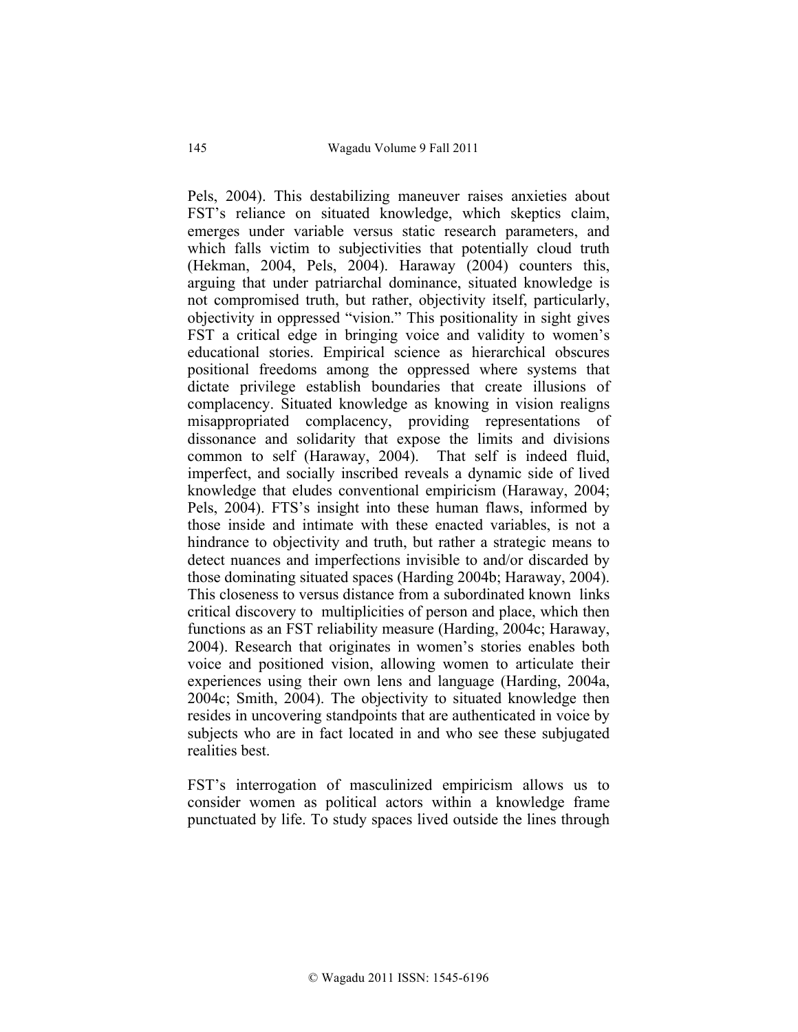Pels, 2004). This destabilizing maneuver raises anxieties about FST's reliance on situated knowledge, which skeptics claim, emerges under variable versus static research parameters, and which falls victim to subjectivities that potentially cloud truth (Hekman, 2004, Pels, 2004). Haraway (2004) counters this, arguing that under patriarchal dominance, situated knowledge is not compromised truth, but rather, objectivity itself, particularly, objectivity in oppressed "vision." This positionality in sight gives FST a critical edge in bringing voice and validity to women's educational stories. Empirical science as hierarchical obscures positional freedoms among the oppressed where systems that dictate privilege establish boundaries that create illusions of complacency. Situated knowledge as knowing in vision realigns misappropriated complacency, providing representations of dissonance and solidarity that expose the limits and divisions common to self (Haraway, 2004). That self is indeed fluid, imperfect, and socially inscribed reveals a dynamic side of lived knowledge that eludes conventional empiricism (Haraway, 2004; Pels, 2004). FTS's insight into these human flaws, informed by those inside and intimate with these enacted variables, is not a hindrance to objectivity and truth, but rather a strategic means to detect nuances and imperfections invisible to and/or discarded by those dominating situated spaces (Harding 2004b; Haraway, 2004). This closeness to versus distance from a subordinated known links critical discovery to multiplicities of person and place, which then functions as an FST reliability measure (Harding, 2004c; Haraway, 2004). Research that originates in women's stories enables both voice and positioned vision, allowing women to articulate their experiences using their own lens and language (Harding, 2004a, 2004c; Smith, 2004). The objectivity to situated knowledge then resides in uncovering standpoints that are authenticated in voice by subjects who are in fact located in and who see these subjugated realities best.

FST's interrogation of masculinized empiricism allows us to consider women as political actors within a knowledge frame punctuated by life. To study spaces lived outside the lines through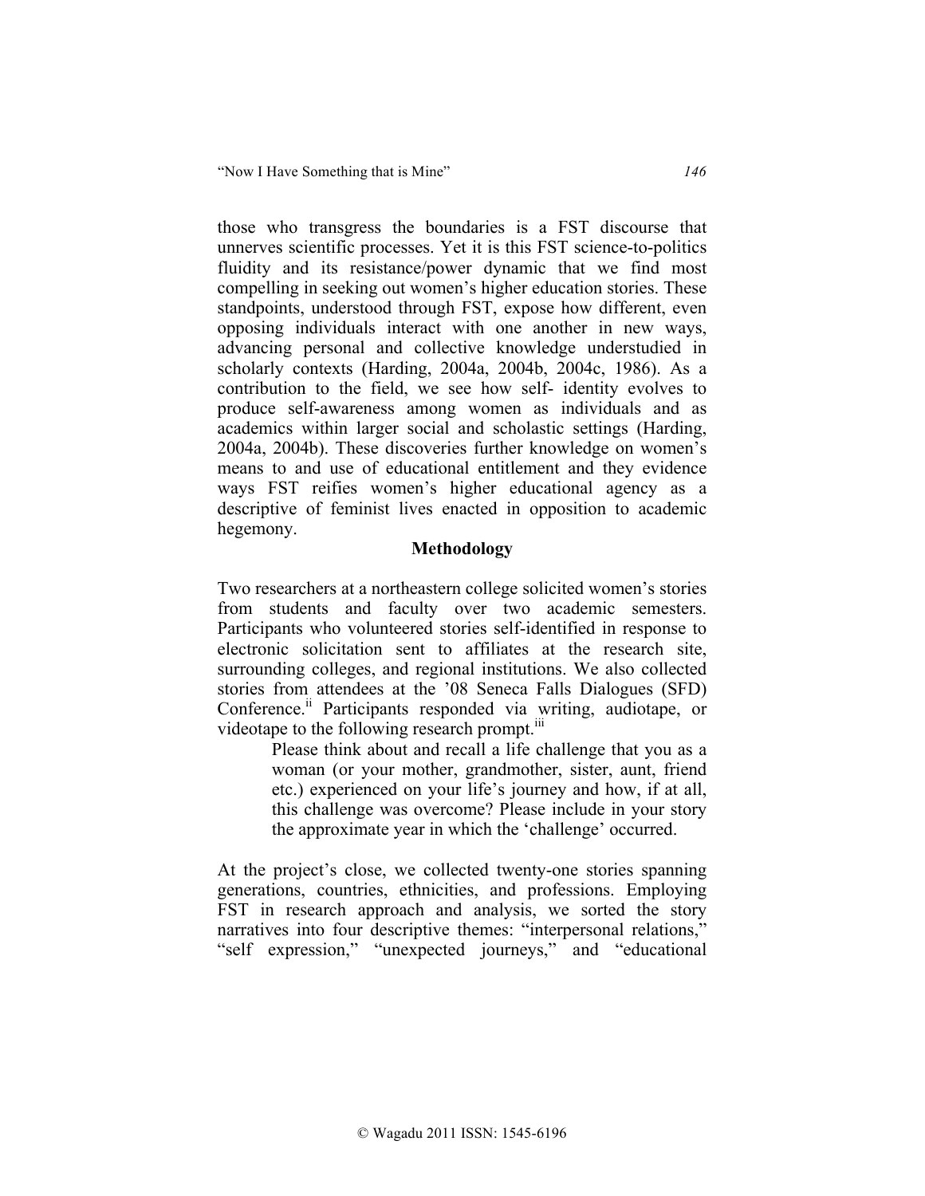those who transgress the boundaries is a FST discourse that unnerves scientific processes. Yet it is this FST science-to-politics fluidity and its resistance/power dynamic that we find most compelling in seeking out women's higher education stories. These standpoints, understood through FST, expose how different, even opposing individuals interact with one another in new ways, advancing personal and collective knowledge understudied in scholarly contexts (Harding, 2004a, 2004b, 2004c, 1986). As a contribution to the field, we see how self- identity evolves to produce self-awareness among women as individuals and as academics within larger social and scholastic settings (Harding, 2004a, 2004b). These discoveries further knowledge on women's means to and use of educational entitlement and they evidence ways FST reifies women's higher educational agency as a descriptive of feminist lives enacted in opposition to academic hegemony.

## Methodology

Two researchers at a northeastern college solicited women's stories from students and faculty over two academic semesters. Participants who volunteered stories self-identified in response to electronic solicitation sent to affiliates at the research site, surrounding colleges, and regional institutions. We also collected stories from attendees at the '08 Seneca Falls Dialogues (SFD) Conference.[ii] Participants responded via writing, audiotape, or videotape to the following research prompt.[iii]

> Please think about and recall a life challenge that you as a woman (or your mother, grandmother, sister, aunt, friend etc.) experienced on your life's journey and how, if at all, this challenge was overcome? Please include in your story the approximate year in which the 'challenge' occurred.

At the project's close, we collected twenty-one stories spanning generations, countries, ethnicities, and professions. Employing FST in research approach and analysis, we sorted the story narratives into four descriptive themes: "interpersonal relations," "self expression," "unexpected journeys," and "educational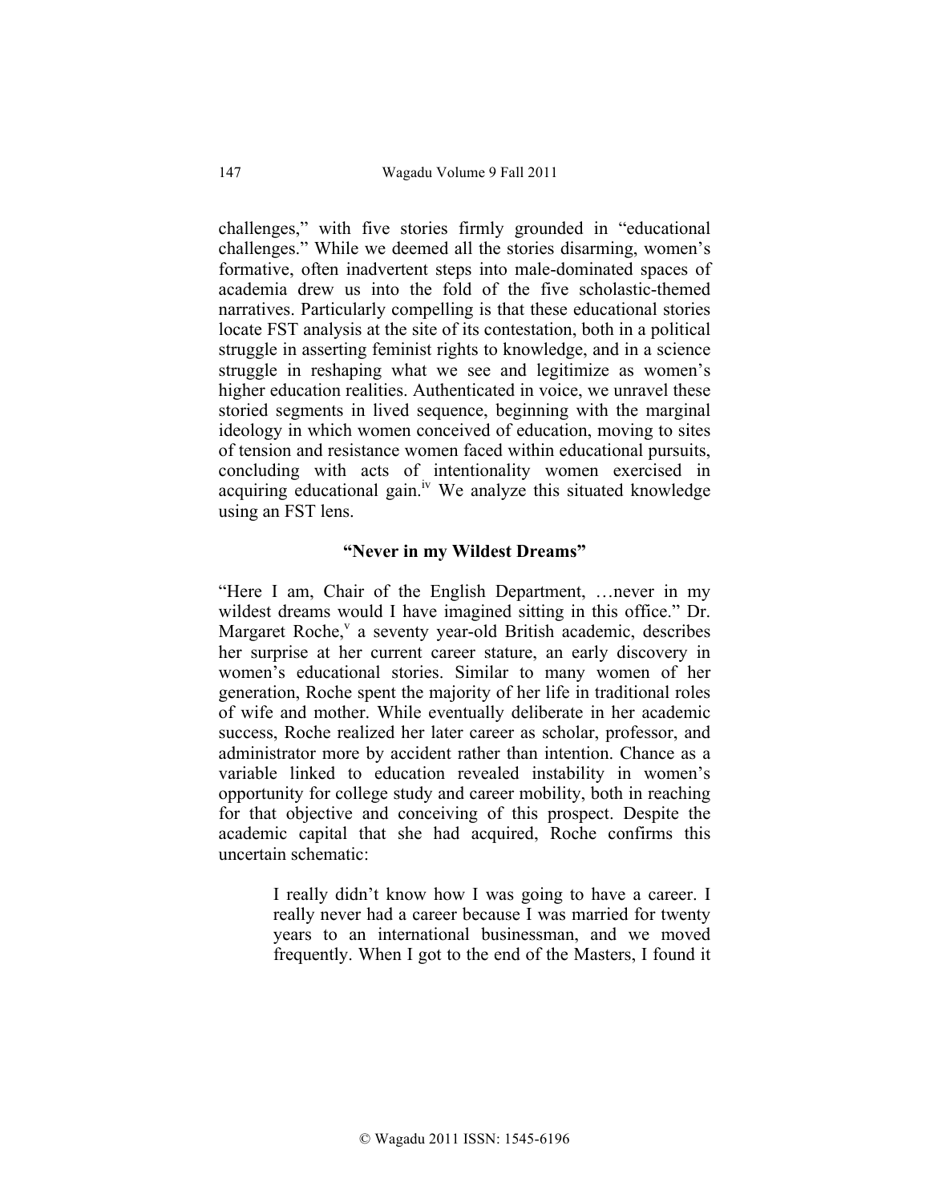challenges," with five stories firmly grounded in "educational challenges." While we deemed all the stories disarming, women's formative, often inadvertent steps into male-dominated spaces of academia drew us into the fold of the five scholastic-themed narratives. Particularly compelling is that these educational stories locate FST analysis at the site of its contestation, both in a political struggle in asserting feminist rights to knowledge, and in a science struggle in reshaping what we see and legitimize as women's higher education realities. Authenticated in voice, we unravel these storied segments in lived sequence, beginning with the marginal ideology in which women conceived of education, moving to sites of tension and resistance women faced within educational pursuits, concluding with acts of intentionality women exercised in acquiring educational gain.[iv] We analyze this situated knowledge using an FST lens.

### "Never in my Wildest Dreams"

"Here I am, Chair of the English Department, …never in my wildest dreams would I have imagined sitting in this office." Dr. Margaret Roche,[v] a seventy year-old British academic, describes her surprise at her current career stature, an early discovery in women's educational stories. Similar to many women of her generation, Roche spent the majority of her life in traditional roles of wife and mother. While eventually deliberate in her academic success, Roche realized her later career as scholar, professor, and administrator more by accident rather than intention. Chance as a variable linked to education revealed instability in women's opportunity for college study and career mobility, both in reaching for that objective and conceiving of this prospect. Despite the academic capital that she had acquired, Roche confirms this uncertain schematic:

> I really didn't know how I was going to have a career. I really never had a career because I was married for twenty years to an international businessman, and we moved frequently. When I got to the end of the Masters, I found it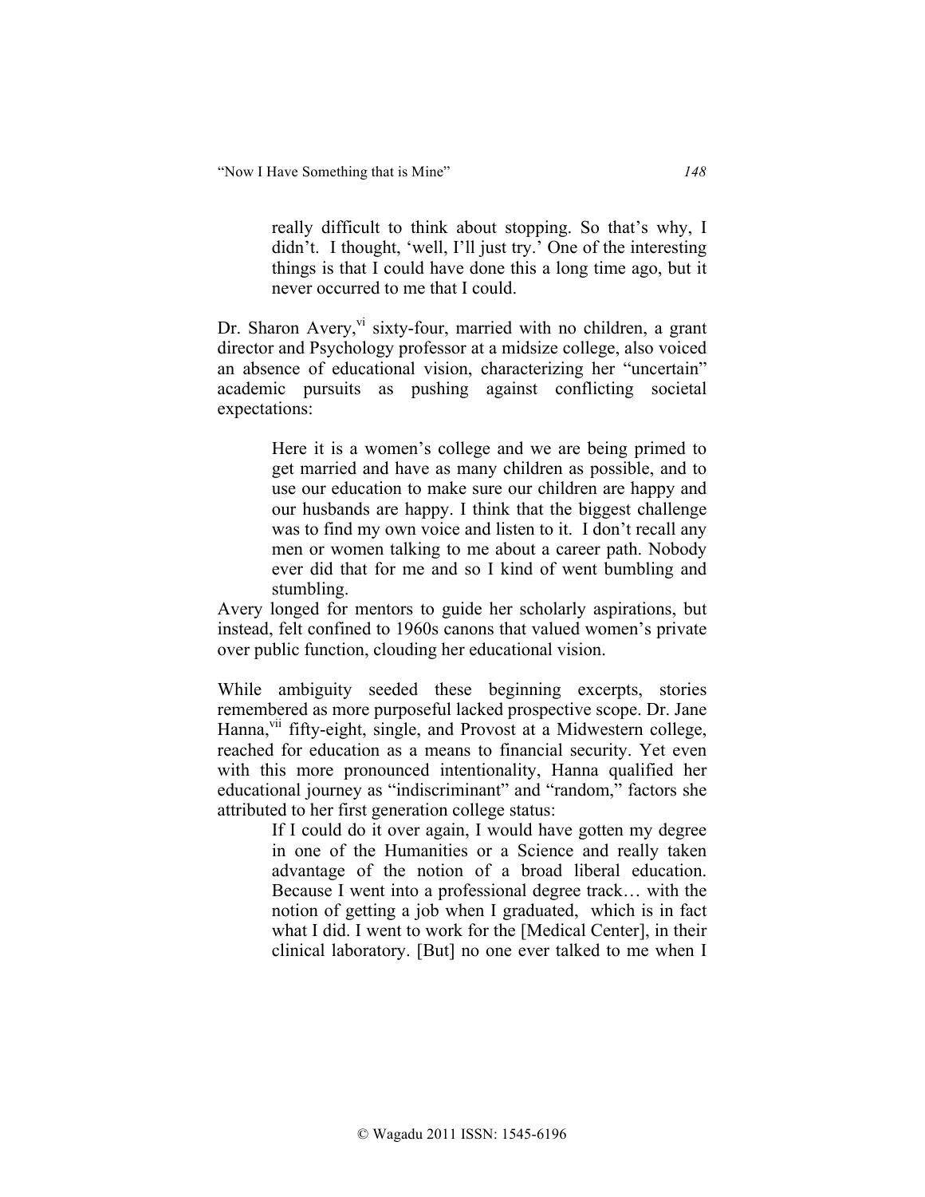> really difficult to think about stopping. So that's why, I didn't. I thought, 'well, I'll just try.' One of the interesting things is that I could have done this a long time ago, but it never occurred to me that I could.

Dr. Sharon Avery,[vi] sixty-four, married with no children, a grant director and Psychology professor at a midsize college, also voiced an absence of educational vision, characterizing her "uncertain" academic pursuits as pushing against conflicting societal expectations:

> Here it is a women's college and we are being primed to get married and have as many children as possible, and to use our education to make sure our children are happy and our husbands are happy. I think that the biggest challenge was to find my own voice and listen to it. I don't recall any men or women talking to me about a career path. Nobody ever did that for me and so I kind of went bumbling and stumbling.

Avery longed for mentors to guide her scholarly aspirations, but instead, felt confined to 1960s canons that valued women's private over public function, clouding her educational vision.

While ambiguity seeded these beginning excerpts, stories remembered as more purposeful lacked prospective scope. Dr. Jane Hanna,[vii] fifty-eight, single, and Provost at a Midwestern college, reached for education as a means to financial security. Yet even with this more pronounced intentionality, Hanna qualified her educational journey as "indiscriminant" and "random," factors she attributed to her first generation college status:

> If I could do it over again, I would have gotten my degree in one of the Humanities or a Science and really taken advantage of the notion of a broad liberal education. Because I went into a professional degree track… with the notion of getting a job when I graduated, which is in fact what I did. I went to work for the [Medical Center], in their clinical laboratory. [But] no one ever talked to me when I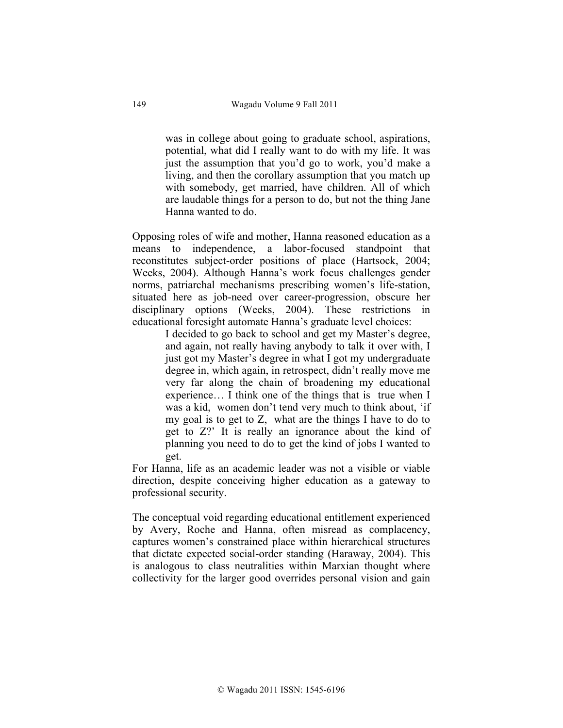> was in college about going to graduate school, aspirations, potential, what did I really want to do with my life. It was just the assumption that you'd go to work, you'd make a living, and then the corollary assumption that you match up with somebody, get married, have children. All of which are laudable things for a person to do, but not the thing Jane Hanna wanted to do.

Opposing roles of wife and mother, Hanna reasoned education as a means to independence, a labor-focused standpoint that reconstitutes subject-order positions of place (Hartsock, 2004; Weeks, 2004). Although Hanna's work focus challenges gender norms, patriarchal mechanisms prescribing women's life-station, situated here as job-need over career-progression, obscure her disciplinary options (Weeks, 2004). These restrictions in educational foresight automate Hanna's graduate level choices:

> I decided to go back to school and get my Master's degree, and again, not really having anybody to talk it over with, I just got my Master's degree in what I got my undergraduate degree in, which again, in retrospect, didn't really move me very far along the chain of broadening my educational experience… I think one of the things that is true when I was a kid, women don't tend very much to think about, 'if my goal is to get to Z, what are the things I have to do to get to Z?' It is really an ignorance about the kind of planning you need to do to get the kind of jobs I wanted to get.

For Hanna, life as an academic leader was not a visible or viable direction, despite conceiving higher education as a gateway to professional security.

The conceptual void regarding educational entitlement experienced by Avery, Roche and Hanna, often misread as complacency, captures women's constrained place within hierarchical structures that dictate expected social-order standing (Haraway, 2004). This is analogous to class neutralities within Marxian thought where collectivity for the larger good overrides personal vision and gain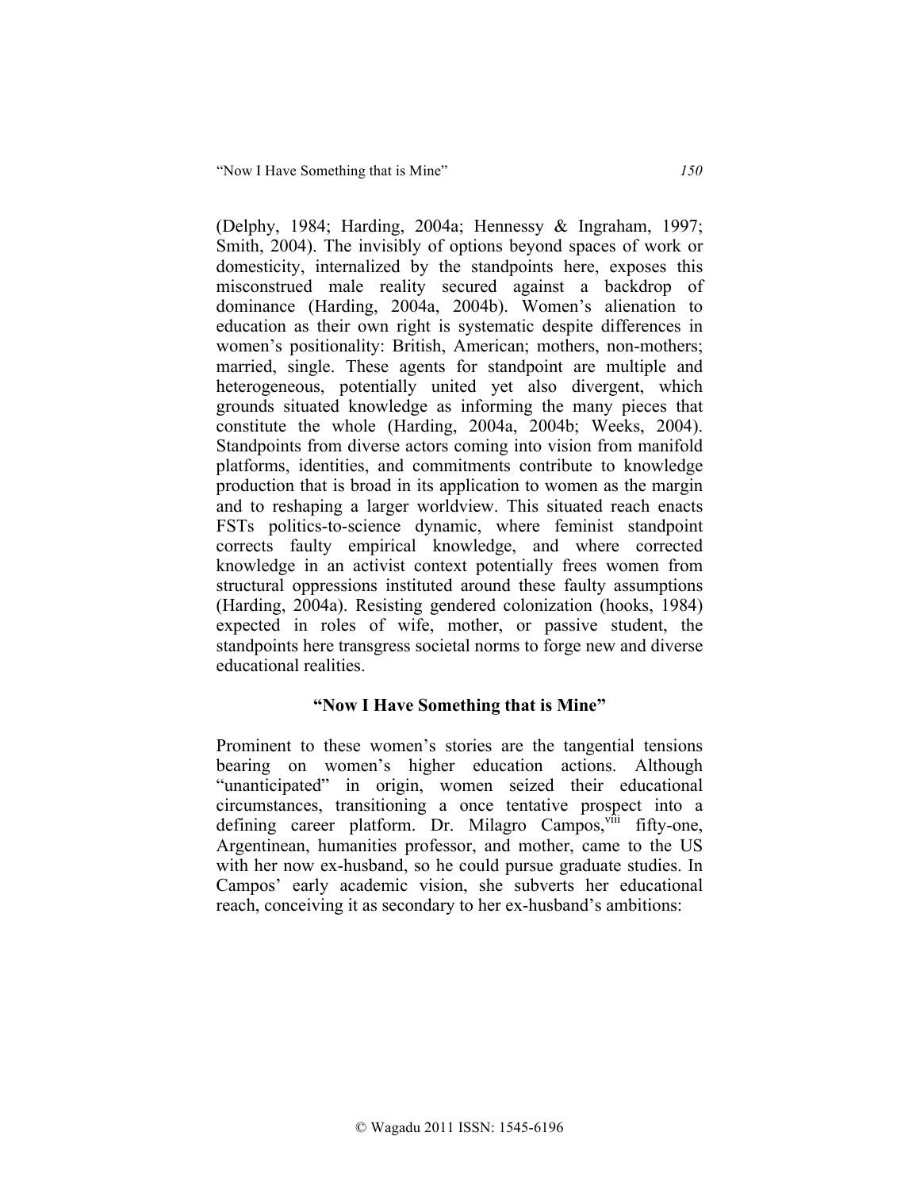(Delphy, 1984; Harding, 2004a; Hennessy & Ingraham, 1997; Smith, 2004). The invisibly of options beyond spaces of work or domesticity, internalized by the standpoints here, exposes this misconstrued male reality secured against a backdrop of dominance (Harding, 2004a, 2004b). Women's alienation to education as their own right is systematic despite differences in women's positionality: British, American; mothers, non-mothers; married, single. These agents for standpoint are multiple and heterogeneous, potentially united yet also divergent, which grounds situated knowledge as informing the many pieces that constitute the whole (Harding, 2004a, 2004b; Weeks, 2004). Standpoints from diverse actors coming into vision from manifold platforms, identities, and commitments contribute to knowledge production that is broad in its application to women as the margin and to reshaping a larger worldview. This situated reach enacts FSTs politics-to-science dynamic, where feminist standpoint corrects faulty empirical knowledge, and where corrected knowledge in an activist context potentially frees women from structural oppressions instituted around these faulty assumptions (Harding, 2004a). Resisting gendered colonization (hooks, 1984) expected in roles of wife, mother, or passive student, the standpoints here transgress societal norms to forge new and diverse educational realities.

## "Now I Have Something that is Mine"

Prominent to these women's stories are the tangential tensions bearing on women's higher education actions. Although "unanticipated" in origin, women seized their educational circumstances, transitioning a once tentative prospect into a defining career platform. Dr. Milagro Campos,[viii] fifty-one, Argentinean, humanities professor, and mother, came to the US with her now ex-husband, so he could pursue graduate studies. In Campos' early academic vision, she subverts her educational reach, conceiving it as secondary to her ex-husband's ambitions: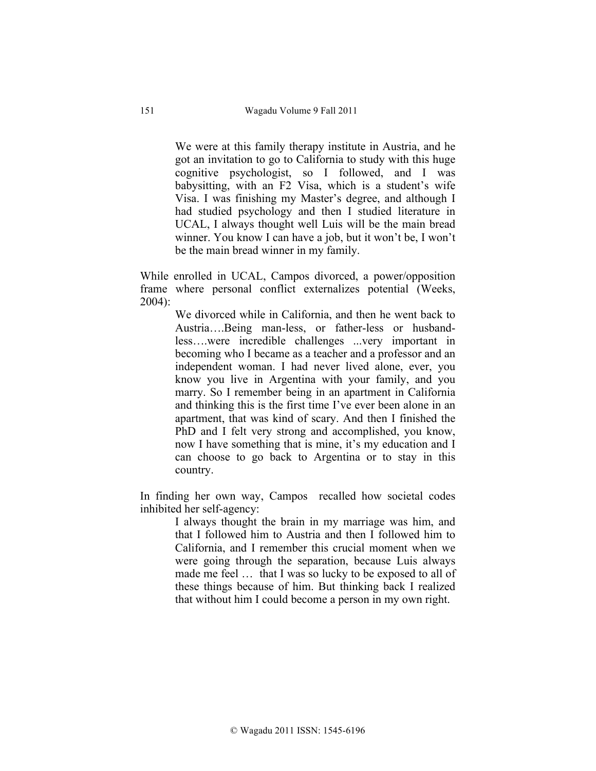> We were at this family therapy institute in Austria, and he got an invitation to go to California to study with this huge cognitive psychologist, so I followed, and I was babysitting, with an F2 Visa, which is a student's wife Visa. I was finishing my Master's degree, and although I had studied psychology and then I studied literature in UCAL, I always thought well Luis will be the main bread winner. You know I can have a job, but it won't be, I won't be the main bread winner in my family.

While enrolled in UCAL, Campos divorced, a power/opposition frame where personal conflict externalizes potential (Weeks, 2004):

> We divorced while in California, and then he went back to Austria….Being man-less, or father-less or husband-less….were incredible challenges ...very important in becoming who I became as a teacher and a professor and an independent woman. I had never lived alone, ever, you know you live in Argentina with your family, and you marry. So I remember being in an apartment in California and thinking this is the first time I've ever been alone in an apartment, that was kind of scary. And then I finished the PhD and I felt very strong and accomplished, you know, now I have something that is mine, it's my education and I can choose to go back to Argentina or to stay in this country.

In finding her own way, Campos recalled how societal codes inhibited her self-agency:

> I always thought the brain in my marriage was him, and that I followed him to Austria and then I followed him to California, and I remember this crucial moment when we were going through the separation, because Luis always made me feel … that I was so lucky to be exposed to all of these things because of him. But thinking back I realized that without him I could become a person in my own right.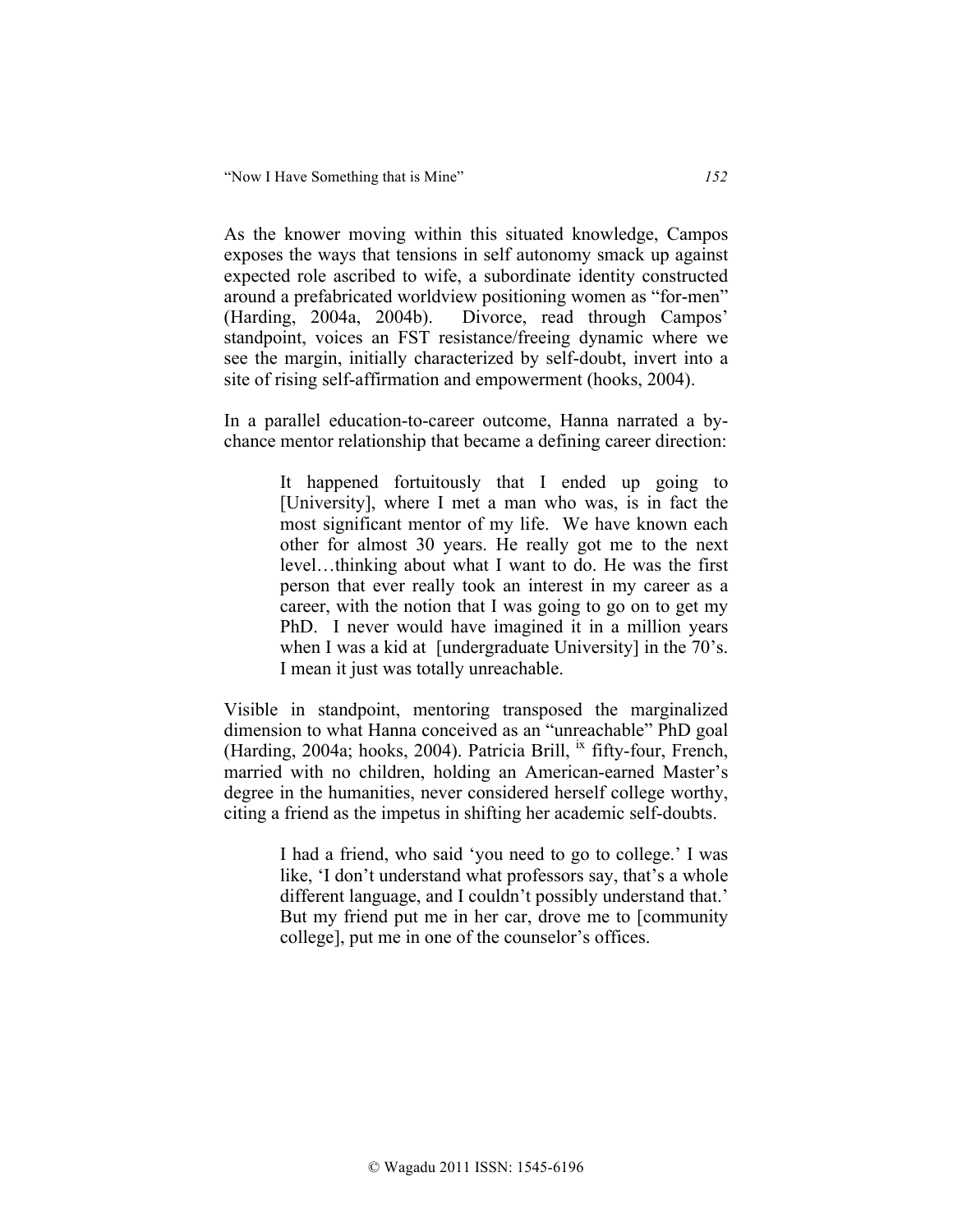As the knower moving within this situated knowledge, Campos exposes the ways that tensions in self autonomy smack up against expected role ascribed to wife, a subordinate identity constructed around a prefabricated worldview positioning women as "for-men" (Harding, 2004a, 2004b). Divorce, read through Campos' standpoint, voices an FST resistance/freeing dynamic where we see the margin, initially characterized by self-doubt, invert into a site of rising self-affirmation and empowerment (hooks, 2004).

In a parallel education-to-career outcome, Hanna narrated a by-chance mentor relationship that became a defining career direction:

> It happened fortuitously that I ended up going to [University], where I met a man who was, is in fact the most significant mentor of my life. We have known each other for almost 30 years. He really got me to the next level…thinking about what I want to do. He was the first person that ever really took an interest in my career as a career, with the notion that I was going to go on to get my PhD. I never would have imagined it in a million years when I was a kid at [undergraduate University] in the 70's. I mean it just was totally unreachable.

Visible in standpoint, mentoring transposed the marginalized dimension to what Hanna conceived as an "unreachable" PhD goal (Harding, 2004a; hooks, 2004). Patricia Brill, [ix] fifty-four, French, married with no children, holding an American-earned Master's degree in the humanities, never considered herself college worthy, citing a friend as the impetus in shifting her academic self-doubts.

> I had a friend, who said 'you need to go to college.' I was like, 'I don't understand what professors say, that's a whole different language, and I couldn't possibly understand that.' But my friend put me in her car, drove me to [community college], put me in one of the counselor's offices.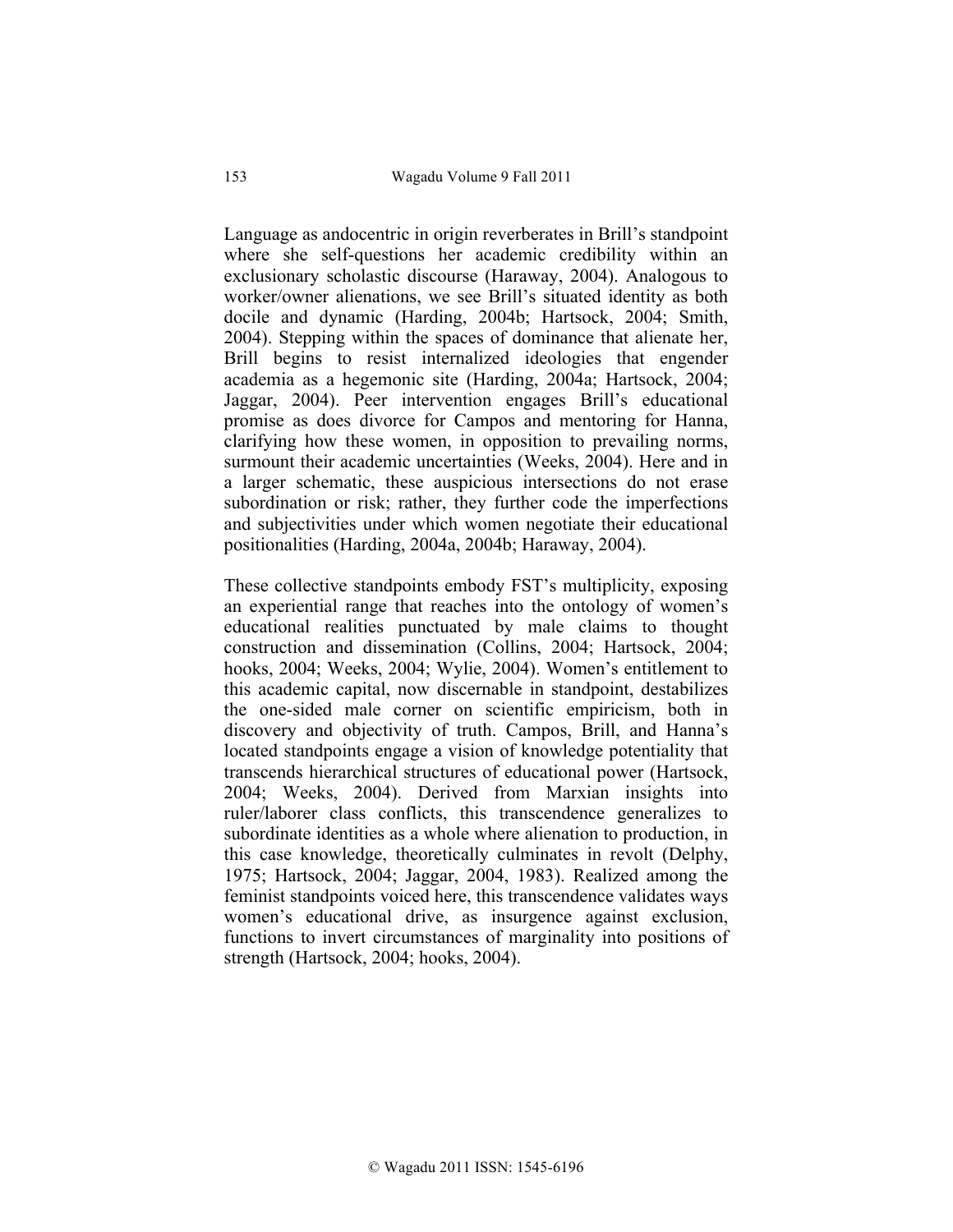Language as andocentric in origin reverberates in Brill's standpoint where she self-questions her academic credibility within an exclusionary scholastic discourse (Haraway, 2004). Analogous to worker/owner alienations, we see Brill's situated identity as both docile and dynamic (Harding, 2004b; Hartsock, 2004; Smith, 2004). Stepping within the spaces of dominance that alienate her, Brill begins to resist internalized ideologies that engender academia as a hegemonic site (Harding, 2004a; Hartsock, 2004; Jaggar, 2004). Peer intervention engages Brill's educational promise as does divorce for Campos and mentoring for Hanna, clarifying how these women, in opposition to prevailing norms, surmount their academic uncertainties (Weeks, 2004). Here and in a larger schematic, these auspicious intersections do not erase subordination or risk; rather, they further code the imperfections and subjectivities under which women negotiate their educational positionalities (Harding, 2004a, 2004b; Haraway, 2004).

These collective standpoints embody FST's multiplicity, exposing an experiential range that reaches into the ontology of women's educational realities punctuated by male claims to thought construction and dissemination (Collins, 2004; Hartsock, 2004; hooks, 2004; Weeks, 2004; Wylie, 2004). Women's entitlement to this academic capital, now discernable in standpoint, destabilizes the one-sided male corner on scientific empiricism, both in discovery and objectivity of truth. Campos, Brill, and Hanna's located standpoints engage a vision of knowledge potentiality that transcends hierarchical structures of educational power (Hartsock, 2004; Weeks, 2004). Derived from Marxian insights into ruler/laborer class conflicts, this transcendence generalizes to subordinate identities as a whole where alienation to production, in this case knowledge, theoretically culminates in revolt (Delphy, 1975; Hartsock, 2004; Jaggar, 2004, 1983). Realized among the feminist standpoints voiced here, this transcendence validates ways women's educational drive, as insurgence against exclusion, functions to invert circumstances of marginality into positions of strength (Hartsock, 2004; hooks, 2004).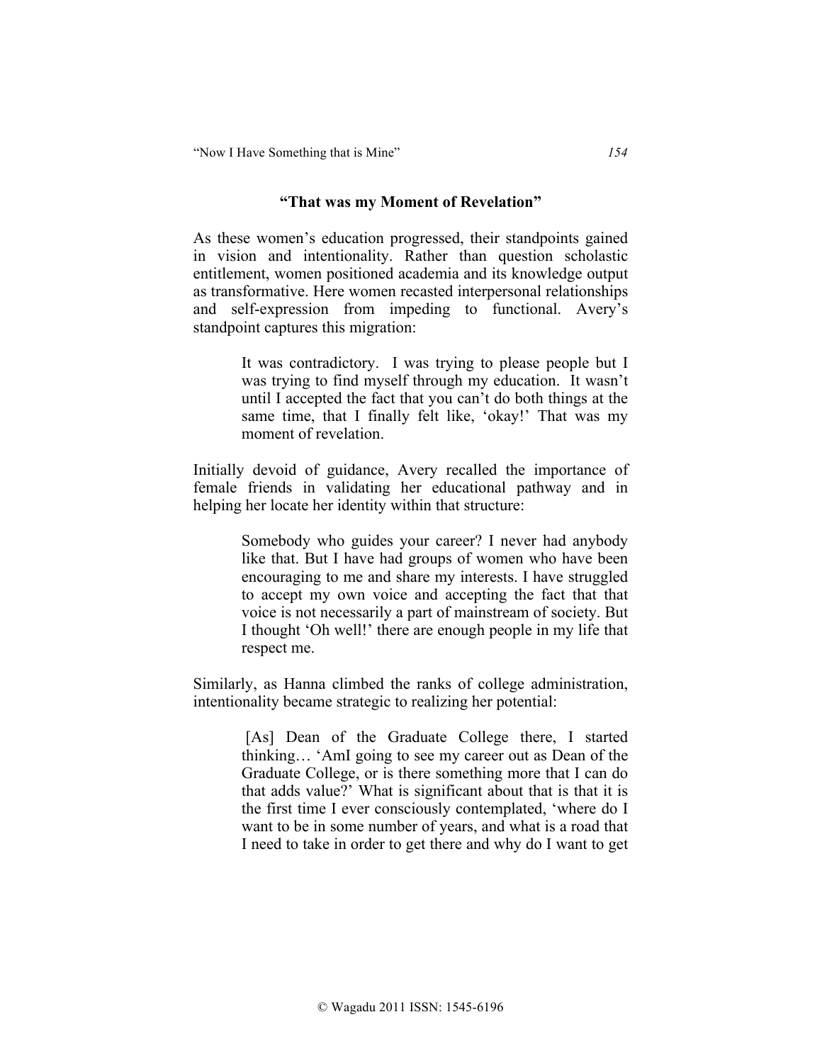### "That was my Moment of Revelation"

As these women's education progressed, their standpoints gained in vision and intentionality. Rather than question scholastic entitlement, women positioned academia and its knowledge output as transformative. Here women recasted interpersonal relationships and self-expression from impeding to functional. Avery's standpoint captures this migration:

> It was contradictory. I was trying to please people but I was trying to find myself through my education. It wasn't until I accepted the fact that you can't do both things at the same time, that I finally felt like, 'okay!' That was my moment of revelation.

Initially devoid of guidance, Avery recalled the importance of female friends in validating her educational pathway and in helping her locate her identity within that structure:

> Somebody who guides your career? I never had anybody like that. But I have had groups of women who have been encouraging to me and share my interests. I have struggled to accept my own voice and accepting the fact that that voice is not necessarily a part of mainstream of society. But I thought 'Oh well!' there are enough people in my life that respect me.

Similarly, as Hanna climbed the ranks of college administration, intentionality became strategic to realizing her potential:

> [As] Dean of the Graduate College there, I started thinking… 'AmI going to see my career out as Dean of the Graduate College, or is there something more that I can do that adds value?' What is significant about that is that it is the first time I ever consciously contemplated, 'where do I want to be in some number of years, and what is a road that I need to take in order to get there and why do I want to get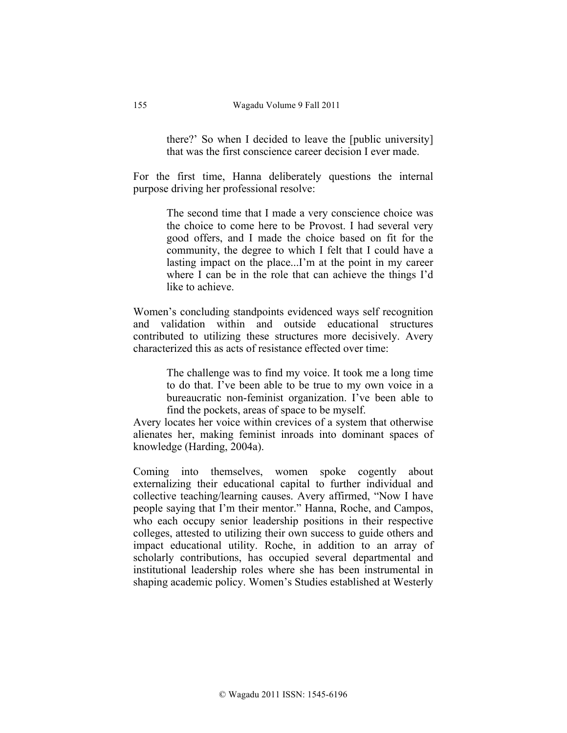> there?' So when I decided to leave the [public university] that was the first conscience career decision I ever made.

For the first time, Hanna deliberately questions the internal purpose driving her professional resolve:

> The second time that I made a very conscience choice was the choice to come here to be Provost. I had several very good offers, and I made the choice based on fit for the community, the degree to which I felt that I could have a lasting impact on the place...I'm at the point in my career where I can be in the role that can achieve the things I'd like to achieve.

Women's concluding standpoints evidenced ways self recognition and validation within and outside educational structures contributed to utilizing these structures more decisively. Avery characterized this as acts of resistance effected over time:

> The challenge was to find my voice. It took me a long time to do that. I've been able to be true to my own voice in a bureaucratic non-feminist organization. I've been able to find the pockets, areas of space to be myself.

Avery locates her voice within crevices of a system that otherwise alienates her, making feminist inroads into dominant spaces of knowledge (Harding, 2004a).

Coming into themselves, women spoke cogently about externalizing their educational capital to further individual and collective teaching/learning causes. Avery affirmed, "Now I have people saying that I'm their mentor." Hanna, Roche, and Campos, who each occupy senior leadership positions in their respective colleges, attested to utilizing their own success to guide others and impact educational utility. Roche, in addition to an array of scholarly contributions, has occupied several departmental and institutional leadership roles where she has been instrumental in shaping academic policy. Women's Studies established at Westerly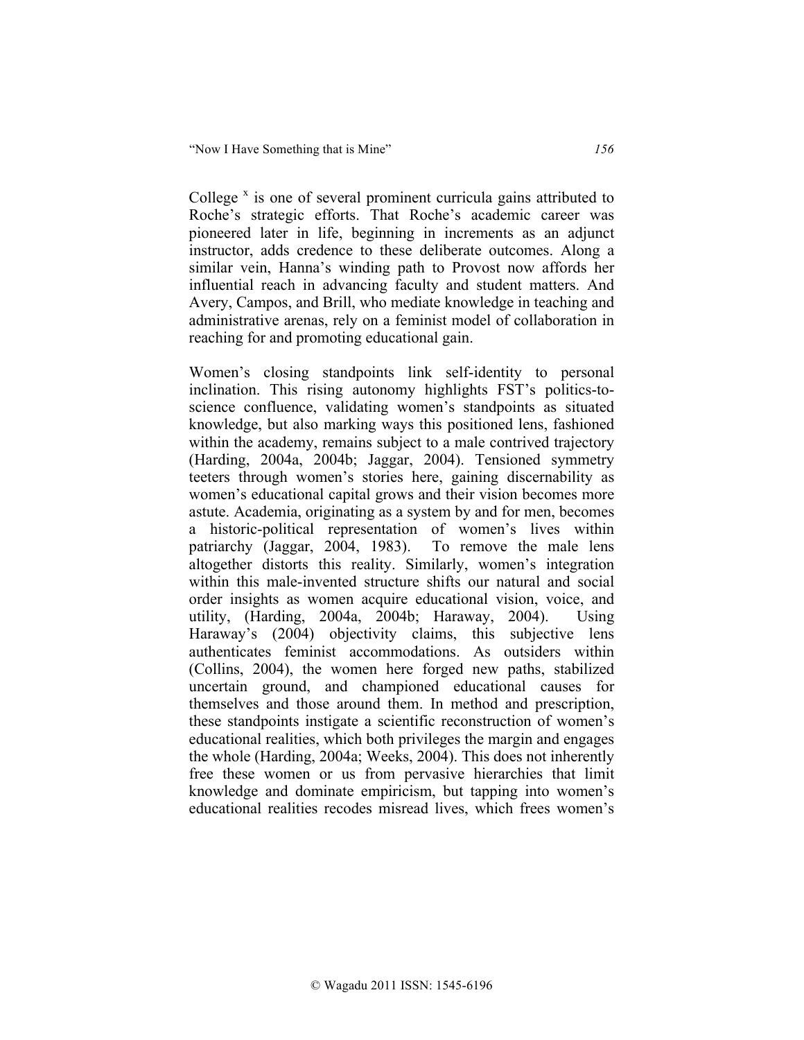College [x] is one of several prominent curricula gains attributed to Roche's strategic efforts. That Roche's academic career was pioneered later in life, beginning in increments as an adjunct instructor, adds credence to these deliberate outcomes. Along a similar vein, Hanna's winding path to Provost now affords her influential reach in advancing faculty and student matters. And Avery, Campos, and Brill, who mediate knowledge in teaching and administrative arenas, rely on a feminist model of collaboration in reaching for and promoting educational gain.

Women's closing standpoints link self-identity to personal inclination. This rising autonomy highlights FST's politics-to-science confluence, validating women's standpoints as situated knowledge, but also marking ways this positioned lens, fashioned within the academy, remains subject to a male contrived trajectory (Harding, 2004a, 2004b; Jaggar, 2004). Tensioned symmetry teeters through women's stories here, gaining discernability as women's educational capital grows and their vision becomes more astute. Academia, originating as a system by and for men, becomes a historic-political representation of women's lives within patriarchy (Jaggar, 2004, 1983). To remove the male lens altogether distorts this reality. Similarly, women's integration within this male-invented structure shifts our natural and social order insights as women acquire educational vision, voice, and utility, (Harding, 2004a, 2004b; Haraway, 2004). Using Haraway's (2004) objectivity claims, this subjective lens authenticates feminist accommodations. As outsiders within (Collins, 2004), the women here forged new paths, stabilized uncertain ground, and championed educational causes for themselves and those around them. In method and prescription, these standpoints instigate a scientific reconstruction of women's educational realities, which both privileges the margin and engages the whole (Harding, 2004a; Weeks, 2004). This does not inherently free these women or us from pervasive hierarchies that limit knowledge and dominate empiricism, but tapping into women's educational realities recodes misread lives, which frees women's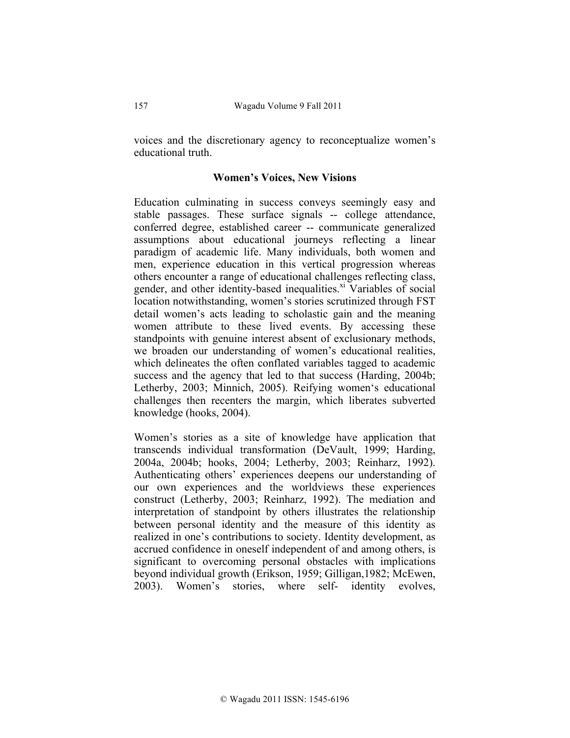voices and the discretionary agency to reconceptualize women's educational truth.

### Women's Voices, New Visions

Education culminating in success conveys seemingly easy and stable passages. These surface signals -- college attendance, conferred degree, established career -- communicate generalized assumptions about educational journeys reflecting a linear paradigm of academic life. Many individuals, both women and men, experience education in this vertical progression whereas others encounter a range of educational challenges reflecting class, gender, and other identity-based inequalities.[xi] Variables of social location notwithstanding, women's stories scrutinized through FST detail women's acts leading to scholastic gain and the meaning women attribute to these lived events. By accessing these standpoints with genuine interest absent of exclusionary methods, we broaden our understanding of women's educational realities, which delineates the often conflated variables tagged to academic success and the agency that led to that success (Harding, 2004b; Letherby, 2003; Minnich, 2005). Reifying women's educational challenges then recenters the margin, which liberates subverted knowledge (hooks, 2004).

Women's stories as a site of knowledge have application that transcends individual transformation (DeVault, 1999; Harding, 2004a, 2004b; hooks, 2004; Letherby, 2003; Reinharz, 1992). Authenticating others' experiences deepens our understanding of our own experiences and the worldviews these experiences construct (Letherby, 2003; Reinharz, 1992). The mediation and interpretation of standpoint by others illustrates the relationship between personal identity and the measure of this identity as realized in one's contributions to society. Identity development, as accrued confidence in oneself independent of and among others, is significant to overcoming personal obstacles with implications beyond individual growth (Erikson, 1959; Gilligan,1982; McEwen, 2003). Women's stories, where self- identity evolves,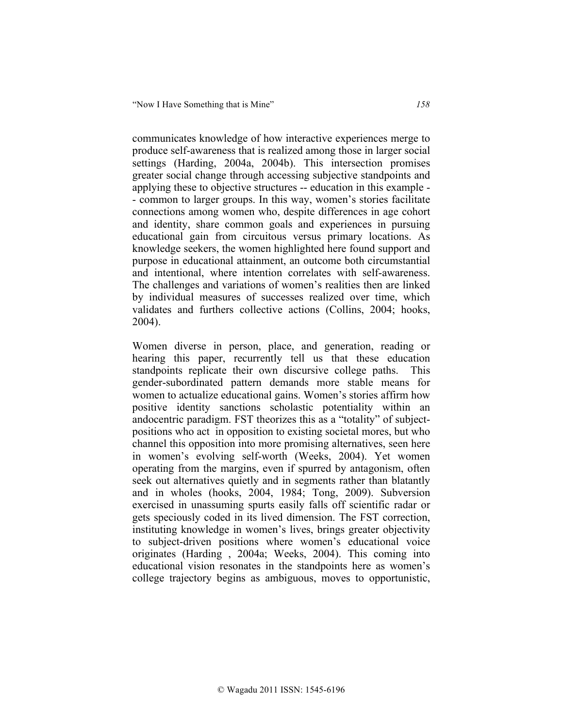communicates knowledge of how interactive experiences merge to produce self-awareness that is realized among those in larger social settings (Harding, 2004a, 2004b). This intersection promises greater social change through accessing subjective standpoints and applying these to objective structures -- education in this example -- common to larger groups. In this way, women's stories facilitate connections among women who, despite differences in age cohort and identity, share common goals and experiences in pursuing educational gain from circuitous versus primary locations. As knowledge seekers, the women highlighted here found support and purpose in educational attainment, an outcome both circumstantial and intentional, where intention correlates with self-awareness. The challenges and variations of women's realities then are linked by individual measures of successes realized over time, which validates and furthers collective actions (Collins, 2004; hooks, 2004).

Women diverse in person, place, and generation, reading or hearing this paper, recurrently tell us that these education standpoints replicate their own discursive college paths. This gender-subordinated pattern demands more stable means for women to actualize educational gains. Women's stories affirm how positive identity sanctions scholastic potentiality within an andocentric paradigm. FST theorizes this as a "totality" of subject-positions who act in opposition to existing societal mores, but who channel this opposition into more promising alternatives, seen here in women's evolving self-worth (Weeks, 2004). Yet women operating from the margins, even if spurred by antagonism, often seek out alternatives quietly and in segments rather than blatantly and in wholes (hooks, 2004, 1984; Tong, 2009). Subversion exercised in unassuming spurts easily falls off scientific radar or gets speciously coded in its lived dimension. The FST correction, instituting knowledge in women's lives, brings greater objectivity to subject-driven positions where women's educational voice originates (Harding , 2004a; Weeks, 2004). This coming into educational vision resonates in the standpoints here as women's college trajectory begins as ambiguous, moves to opportunistic,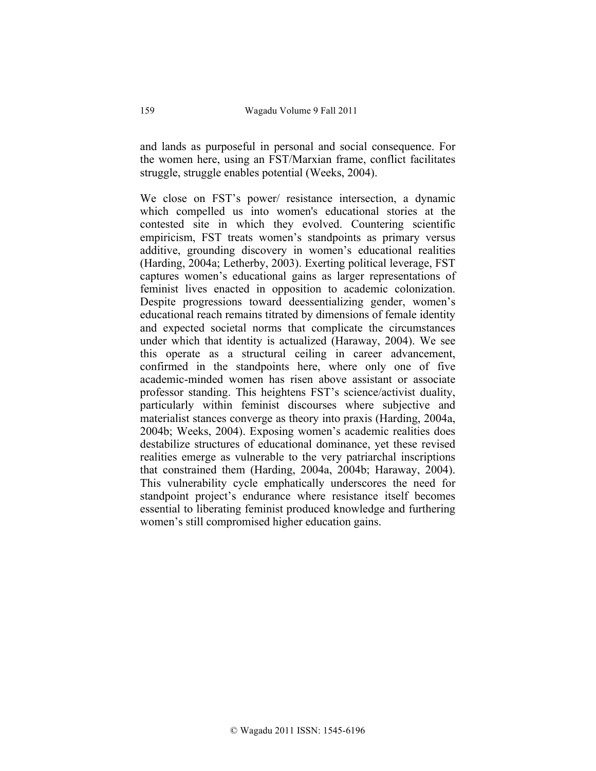and lands as purposeful in personal and social consequence. For the women here, using an FST/Marxian frame, conflict facilitates struggle, struggle enables potential (Weeks, 2004).

We close on FST's power/ resistance intersection, a dynamic which compelled us into women's educational stories at the contested site in which they evolved. Countering scientific empiricism, FST treats women's standpoints as primary versus additive, grounding discovery in women's educational realities (Harding, 2004a; Letherby, 2003). Exerting political leverage, FST captures women's educational gains as larger representations of feminist lives enacted in opposition to academic colonization. Despite progressions toward deessentializing gender, women's educational reach remains titrated by dimensions of female identity and expected societal norms that complicate the circumstances under which that identity is actualized (Haraway, 2004). We see this operate as a structural ceiling in career advancement, confirmed in the standpoints here, where only one of five academic-minded women has risen above assistant or associate professor standing. This heightens FST's science/activist duality, particularly within feminist discourses where subjective and materialist stances converge as theory into praxis (Harding, 2004a, 2004b; Weeks, 2004). Exposing women's academic realities does destabilize structures of educational dominance, yet these revised realities emerge as vulnerable to the very patriarchal inscriptions that constrained them (Harding, 2004a, 2004b; Haraway, 2004). This vulnerability cycle emphatically underscores the need for standpoint project's endurance where resistance itself becomes essential to liberating feminist produced knowledge and furthering women's still compromised higher education gains.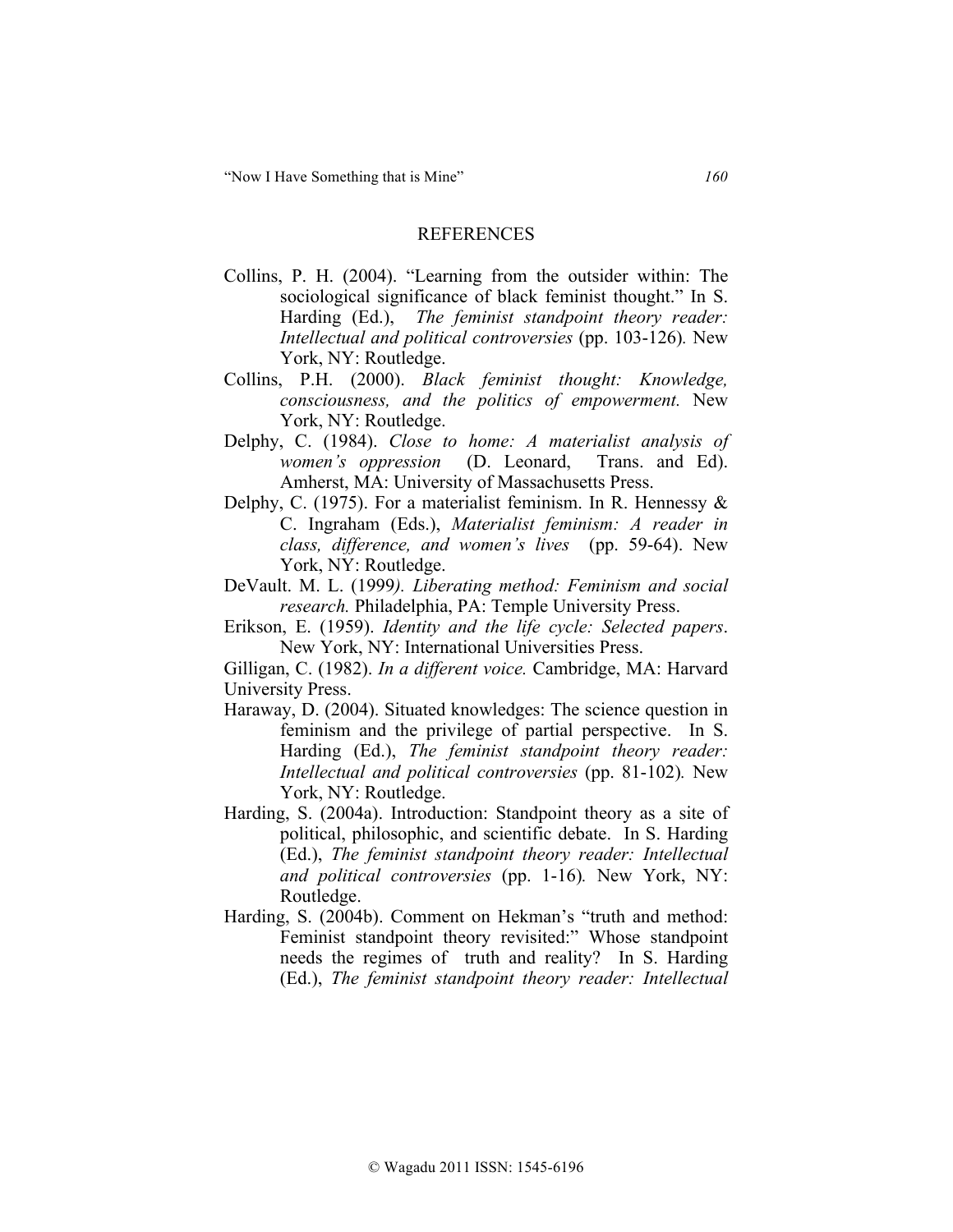## REFERENCES

Collins, P. H. (2004). "Learning from the outsider within: The sociological significance of black feminist thought." In S. Harding (Ed.), *The feminist standpoint theory reader: Intellectual and political controversies* (pp. 103-126)*.* New York, NY: Routledge.

Collins, P.H. (2000). *Black feminist thought: Knowledge, consciousness, and the politics of empowerment.* New York, NY: Routledge.

Delphy, C. (1984). *Close to home: A materialist analysis of women's oppression* (D. Leonard, Trans. and Ed). Amherst, MA: University of Massachusetts Press.

Delphy, C. (1975). For a materialist feminism. In R. Hennessy & C. Ingraham (Eds.), *Materialist feminism: A reader in class, difference, and women's lives* (pp. 59-64). New York, NY: Routledge.

DeVault. M. L. (1999*). Liberating method: Feminism and social research.* Philadelphia, PA: Temple University Press.

Erikson, E. (1959). *Identity and the life cycle: Selected papers*. New York, NY: International Universities Press.

Gilligan, C. (1982). *In a different voice.* Cambridge, MA: Harvard University Press.

Haraway, D. (2004). Situated knowledges: The science question in feminism and the privilege of partial perspective. In S. Harding (Ed.), *The feminist standpoint theory reader: Intellectual and political controversies* (pp. 81-102)*.* New York, NY: Routledge.

Harding, S. (2004a). Introduction: Standpoint theory as a site of political, philosophic, and scientific debate. In S. Harding (Ed.), *The feminist standpoint theory reader: Intellectual and political controversies* (pp. 1-16)*.* New York, NY: Routledge.

Harding, S. (2004b). Comment on Hekman's "truth and method: Feminist standpoint theory revisited:" Whose standpoint needs the regimes of truth and reality? In S. Harding (Ed.), *The feminist standpoint theory reader: Intellectual*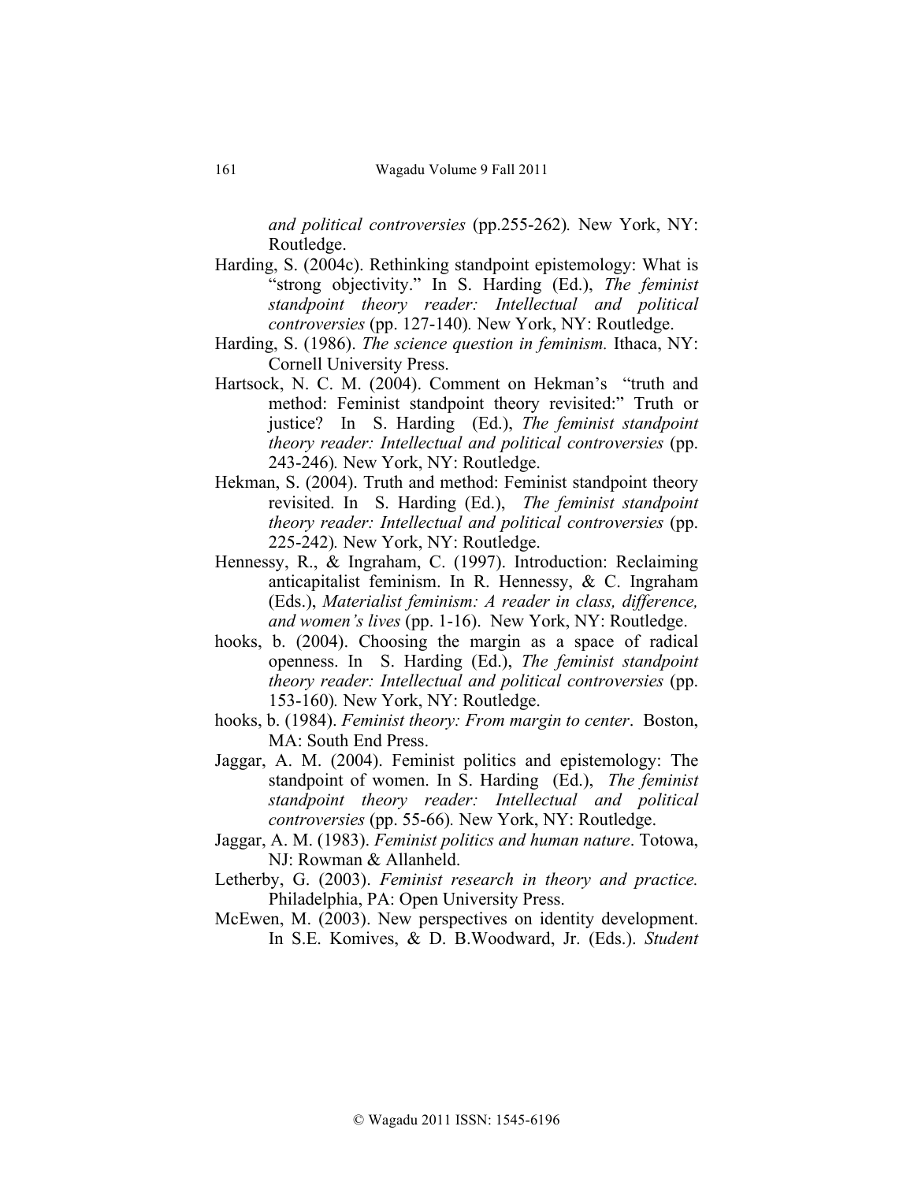*and political controversies* (pp.255-262). New York, NY: Routledge.

Harding, S. (2004c). Rethinking standpoint epistemology: What is "strong objectivity." In S. Harding (Ed.), *The feminist standpoint theory reader: Intellectual and political controversies* (pp. 127-140). New York, NY: Routledge.

Harding, S. (1986). *The science question in feminism.* Ithaca, NY: Cornell University Press.

Hartsock, N. C. M. (2004). Comment on Hekman's "truth and method: Feminist standpoint theory revisited:" Truth or justice? In S. Harding (Ed.), *The feminist standpoint theory reader: Intellectual and political controversies* (pp. 243-246). New York, NY: Routledge.

Hekman, S. (2004). Truth and method: Feminist standpoint theory revisited. In S. Harding (Ed.), *The feminist standpoint theory reader: Intellectual and political controversies* (pp. 225-242). New York, NY: Routledge.

Hennessy, R., & Ingraham, C. (1997). Introduction: Reclaiming anticapitalist feminism. In R. Hennessy, & C. Ingraham (Eds.), *Materialist feminism: A reader in class, difference, and women's lives* (pp. 1-16). New York, NY: Routledge.

hooks, b. (2004). Choosing the margin as a space of radical openness. In S. Harding (Ed.), *The feminist standpoint theory reader: Intellectual and political controversies* (pp. 153-160). New York, NY: Routledge.

hooks, b. (1984). *Feminist theory: From margin to center*. Boston, MA: South End Press.

Jaggar, A. M. (2004). Feminist politics and epistemology: The standpoint of women. In S. Harding (Ed.), *The feminist standpoint theory reader: Intellectual and political controversies* (pp. 55-66). New York, NY: Routledge.

Jaggar, A. M. (1983). *Feminist politics and human nature*. Totowa, NJ: Rowman & Allanheld.

Letherby, G. (2003). *Feminist research in theory and practice.* Philadelphia, PA: Open University Press.

McEwen, M. (2003). New perspectives on identity development. In S.E. Komives, & D. B.Woodward, Jr. (Eds.). *Student*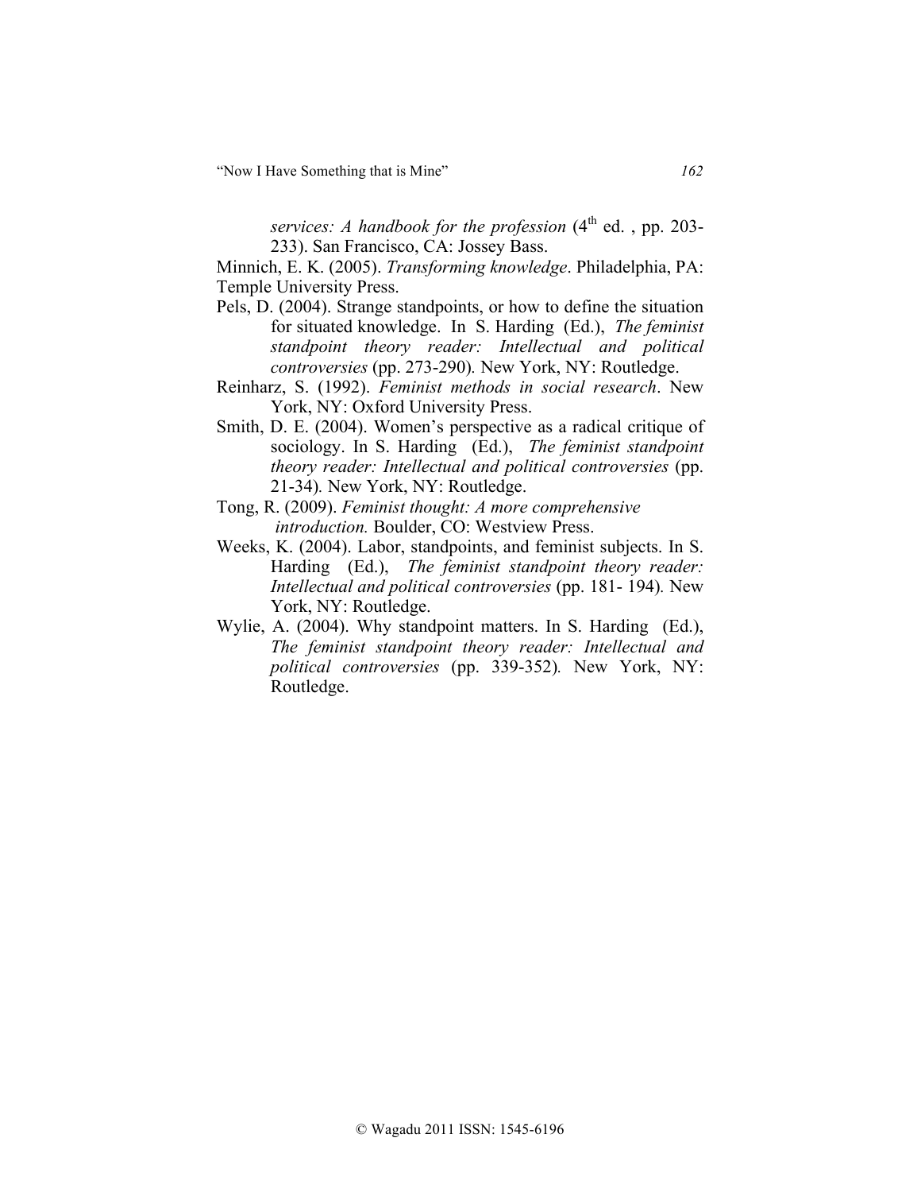*services: A handbook for the profession* (4th ed. , pp. 203-233). San Francisco, CA: Jossey Bass.

Minnich, E. K. (2005). *Transforming knowledge*. Philadelphia, PA: Temple University Press.

Pels, D. (2004). Strange standpoints, or how to define the situation for situated knowledge. In S. Harding (Ed.), *The feminist standpoint theory reader: Intellectual and political controversies* (pp. 273-290). New York, NY: Routledge.

Reinharz, S. (1992). *Feminist methods in social research*. New York, NY: Oxford University Press.

Smith, D. E. (2004). Women's perspective as a radical critique of sociology. In S. Harding (Ed.), *The feminist standpoint theory reader: Intellectual and political controversies* (pp. 21-34). New York, NY: Routledge.

Tong, R. (2009). *Feminist thought: A more comprehensive introduction.* Boulder, CO: Westview Press.

Weeks, K. (2004). Labor, standpoints, and feminist subjects. In S. Harding (Ed.), *The feminist standpoint theory reader: Intellectual and political controversies* (pp. 181- 194). New York, NY: Routledge.

Wylie, A. (2004). Why standpoint matters. In S. Harding (Ed.), *The feminist standpoint theory reader: Intellectual and political controversies* (pp. 339-352). New York, NY: Routledge.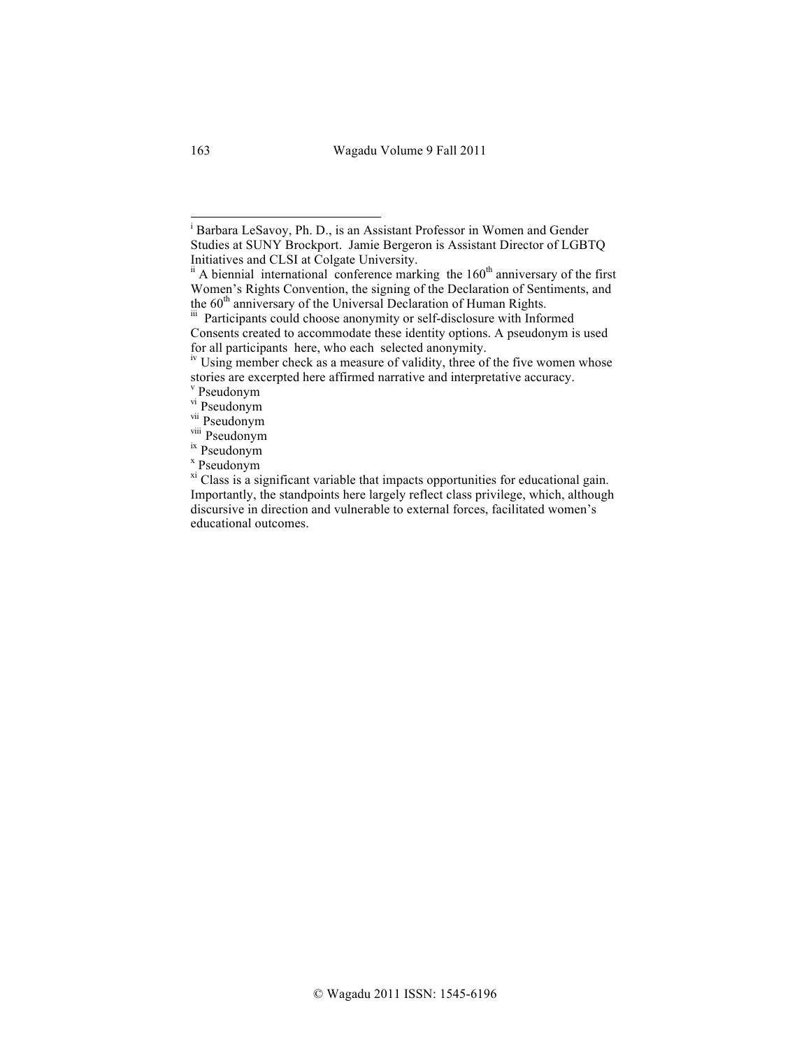[i] Barbara LeSavoy, Ph. D., is an Assistant Professor in Women and Gender Studies at SUNY Brockport. Jamie Bergeron is Assistant Director of LGBTQ Initiatives and CLSI at Colgate University.

[ii] A biennial international conference marking the 160th anniversary of the first Women's Rights Convention, the signing of the Declaration of Sentiments, and the 60th anniversary of the Universal Declaration of Human Rights.

[iii] Participants could choose anonymity or self-disclosure with Informed Consents created to accommodate these identity options. A pseudonym is used for all participants here, who each selected anonymity.

[iv] Using member check as a measure of validity, three of the five women whose stories are excerpted here affirmed narrative and interpretative accuracy.

[v] Pseudonym

[vi] Pseudonym

[vii] Pseudonym

[viii] Pseudonym

[ix] Pseudonym

[x] Pseudonym

[xi] Class is a significant variable that impacts opportunities for educational gain. Importantly, the standpoints here largely reflect class privilege, which, although discursive in direction and vulnerable to external forces, facilitated women's educational outcomes.